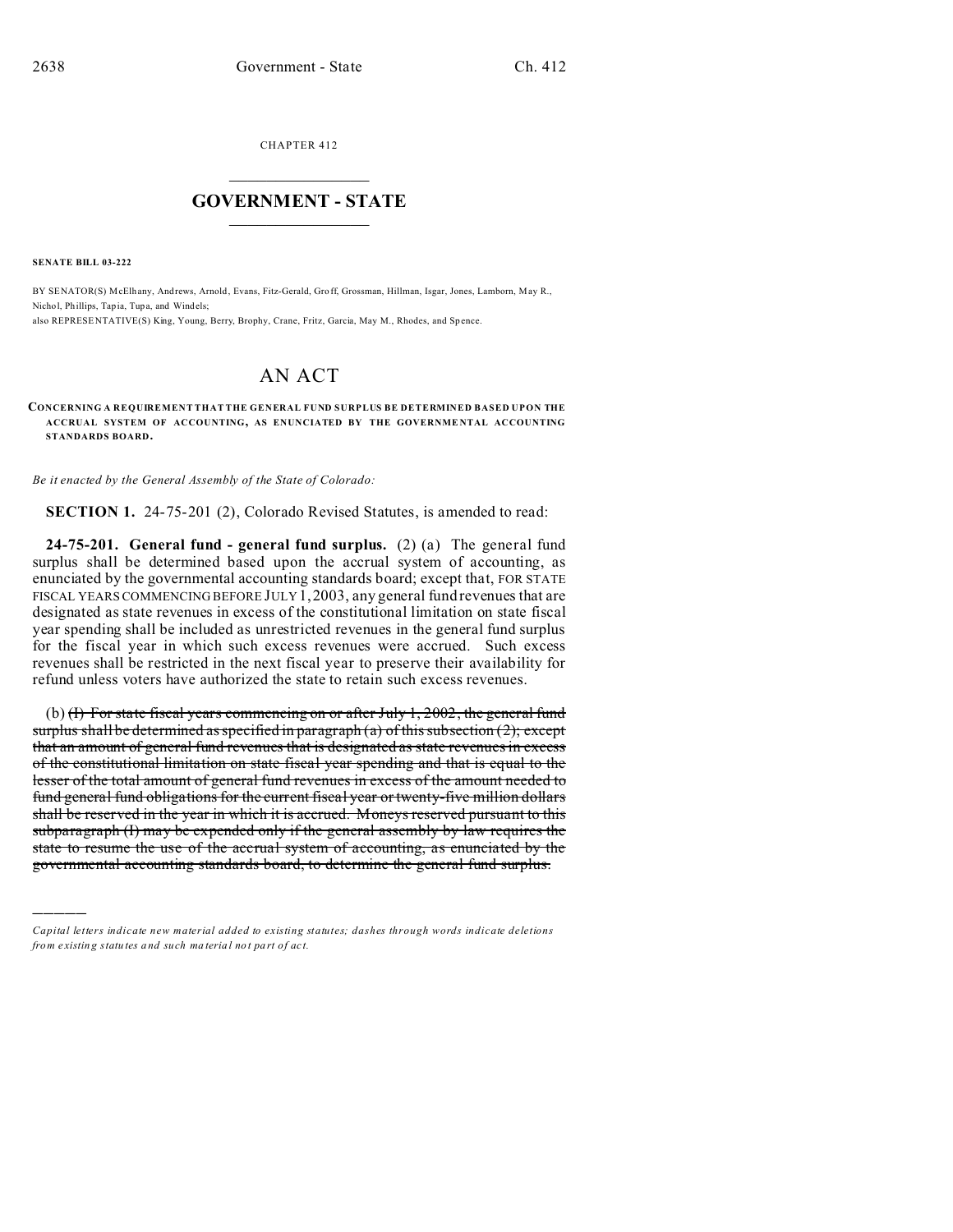CHAPTER 412

# GOVERNMENT - STATE

**SENATE BILL 03-222**

BY SENATOR(S) McElhany, Andrews, Arnold, Evans, Fitz-Gerald, Groff, Grossman, Hillman, Isgar, Jones, Lamborn, May R., Nichol, Phillips, Tapia, Tupa, and Windels;
also REPRESENTATIVE(S) King, Young, Berry, Brophy, Crane, Fritz, Garcia, May M., Rhodes, and Spence.

# AN ACT

**CONCERNING A REQUIREMENT THAT THE GENERAL FUND SURPLUS BE DETERMINED BASED UPON THE ACCRUAL SYSTEM OF ACCOUNTING, AS ENUNCIATED BY THE GOVERNMENTAL ACCOUNTING STANDARDS BOARD.**

*Be it enacted by the General Assembly of the State of Colorado:*

**SECTION 1.** 24-75-201 (2), Colorado Revised Statutes, is amended to read:

**24-75-201. General fund - general fund surplus.** (2) (a) The general fund surplus shall be determined based upon the accrual system of accounting, as enunciated by the governmental accounting standards board; except that, FOR STATE FISCAL YEARS COMMENCING BEFORE JULY 1, 2003, any general fund revenues that are designated as state revenues in excess of the constitutional limitation on state fiscal year spending shall be included as unrestricted revenues in the general fund surplus for the fiscal year in which such excess revenues were accrued. Such excess revenues shall be restricted in the next fiscal year to preserve their availability for refund unless voters have authorized the state to retain such excess revenues.

(b) ~~(I) For state fiscal years commencing on or after July 1, 2002, the general fund surplus shall be determined as specified in paragraph (a) of this subsection (2); except that an amount of general fund revenues that is designated as state revenues in excess of the constitutional limitation on state fiscal year spending and that is equal to the lesser of the total amount of general fund revenues in excess of the amount needed to fund general fund obligations for the current fiscal year or twenty-five million dollars shall be reserved in the year in which it is accrued. Moneys reserved pursuant to this subparagraph (I) may be expended only if the general assembly by law requires the state to resume the use of the accrual system of accounting, as enunciated by the governmental accounting standards board, to determine the general fund surplus.~~

*Capital letters indicate new material added to existing statutes; dashes through words indicate deletions from existing statutes and such material not part of act.*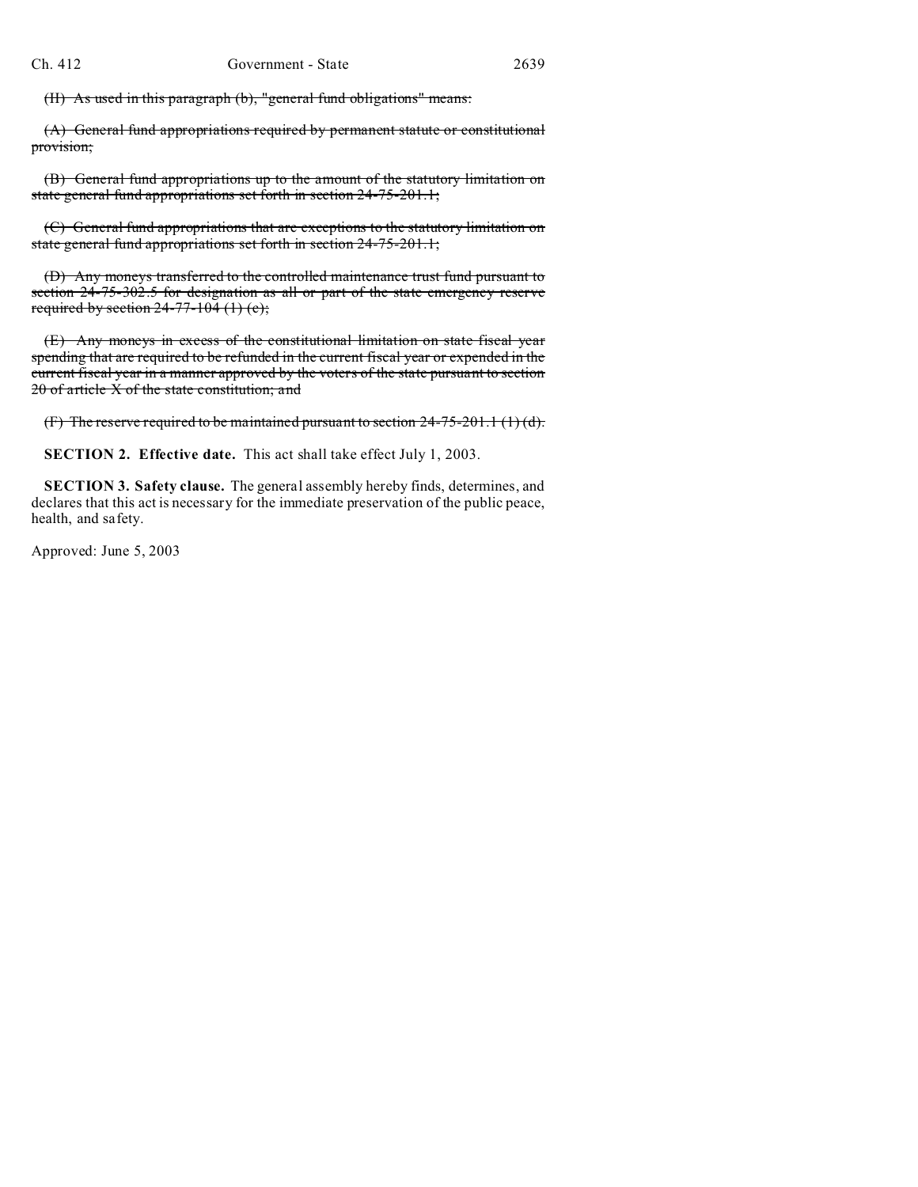~~(II) As used in this paragraph (b), "general fund obligations" means:~~

~~(A) General fund appropriations required by permanent statute or constitutional provision;~~

~~(B) General fund appropriations up to the amount of the statutory limitation on state general fund appropriations set forth in section 24-75-201.1;~~

~~(C) General fund appropriations that are exceptions to the statutory limitation on state general fund appropriations set forth in section 24-75-201.1;~~

~~(D) Any moneys transferred to the controlled maintenance trust fund pursuant to section 24-75-302.5 for designation as all or part of the state emergency reserve required by section 24-77-104 (1) (c);~~

~~(E) Any moneys in excess of the constitutional limitation on state fiscal year spending that are required to be refunded in the current fiscal year or expended in the current fiscal year in a manner approved by the voters of the state pursuant to section 20 of article X of the state constitution; and~~

~~(F) The reserve required to be maintained pursuant to section 24-75-201.1 (1) (d).~~

**SECTION 2. Effective date.** This act shall take effect July 1, 2003.

**SECTION 3. Safety clause.** The general assembly hereby finds, determines, and declares that this act is necessary for the immediate preservation of the public peace, health, and safety.

Approved: June 5, 2003